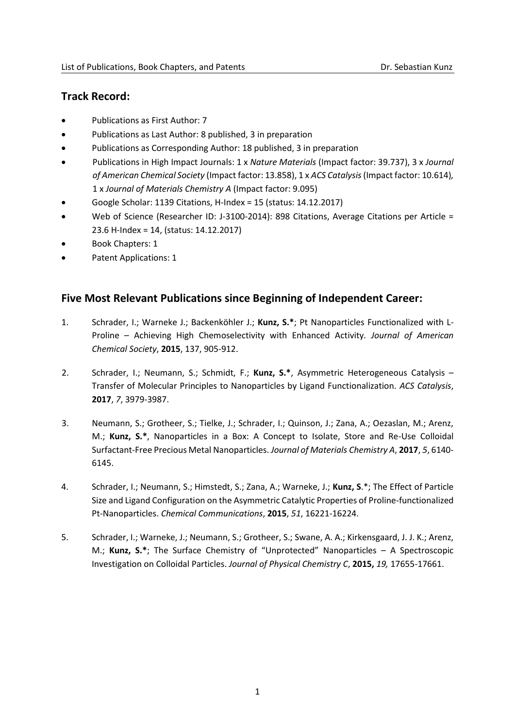## Track Record:

- Publications as First Author: 7
- Publications as Last Author: 8 published, 3 in preparation
- Publications as Corresponding Author: 18 published, 3 in preparation
- Publications in High Impact Journals: 1 x *Nature Materials* (Impact factor: 39.737), 3 x *Journal of American Chemical Society* (Impact factor: 13.858), 1 x *ACS Catalysis* (Impact factor: 10.614), 1 x *Journal of Materials Chemistry A* (Impact factor: 9.095)
- Google Scholar: 1139 Citations, H-Index = 15 (status: 14.12.2017)
- Web of Science (Researcher ID: J-3100-2014): 898 Citations, Average Citations per Article = 23.6 H-Index = 14, (status: 14.12.2017)
- Book Chapters: 1
- Patent Applications: 1

## Five Most Relevant Publications since Beginning of Independent Career:

1. Schrader, I.; Warneke J.; Backenköhler J.; **Kunz, S.***; Pt Nanoparticles Functionalized with L-Proline – Achieving High Chemoselectivity with Enhanced Activity. *Journal of American Chemical Society*, **2015**, 137, 905-912.

2. Schrader, I.; Neumann, S.; Schmidt, F.; **Kunz, S.***, Asymmetric Heterogeneous Catalysis – Transfer of Molecular Principles to Nanoparticles by Ligand Functionalization. *ACS Catalysis*, **2017**, *7*, 3979-3987.

3. Neumann, S.; Grotheer, S.; Tielke, J.; Schrader, I.; Quinson, J.; Zana, A.; Oezaslan, M.; Arenz, M.; **Kunz, S.***, Nanoparticles in a Box: A Concept to Isolate, Store and Re-Use Colloidal Surfactant-Free Precious Metal Nanoparticles. *Journal of Materials Chemistry A*, **2017**, *5*, 6140-6145.

4. Schrader, I.; Neumann, S.; Himstedt, S.; Zana, A.; Warneke, J.; **Kunz, S**.*; The Effect of Particle Size and Ligand Configuration on the Asymmetric Catalytic Properties of Proline-functionalized Pt-Nanoparticles. *Chemical Communications*, **2015**, *51*, 16221-16224.

5. Schrader, I.; Warneke, J.; Neumann, S.; Grotheer, S.; Swane, A. A.; Kirkensgaard, J. J. K.; Arenz, M.; **Kunz, S.***; The Surface Chemistry of "Unprotected" Nanoparticles – A Spectroscopic Investigation on Colloidal Particles. *Journal of Physical Chemistry C*, **2015,** *19,* 17655-17661.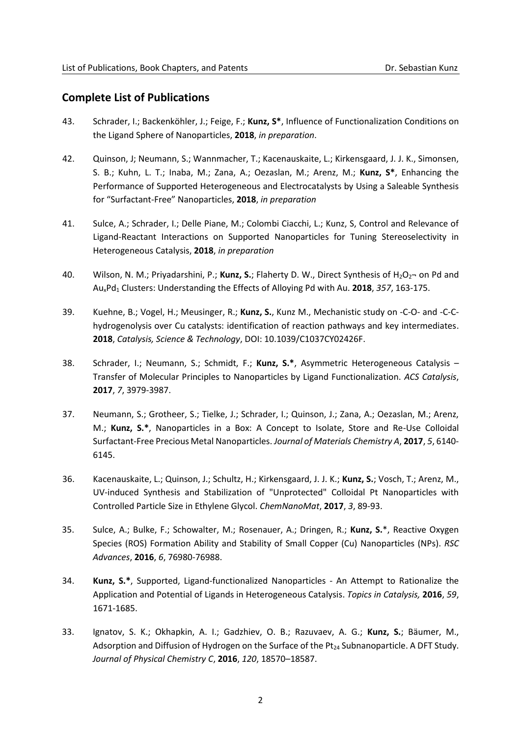## Complete List of Publications

43. Schrader, I.; Backenköhler, J.; Feige, F.; **Kunz, S***, Influence of Functionalization Conditions on the Ligand Sphere of Nanoparticles, **2018**, *in preparation*.

42. Quinson, J; Neumann, S.; Wannmacher, T.; Kacenauskaite, L.; Kirkensgaard, J. J. K., Simonsen, S. B.; Kuhn, L. T.; Inaba, M.; Zana, A.; Oezaslan, M.; Arenz, M.; **Kunz, S***, Enhancing the Performance of Supported Heterogeneous and Electrocatalysts by Using a Saleable Synthesis for "Surfactant-Free" Nanoparticles, **2018**, *in preparation*

41. Sulce, A.; Schrader, I.; Delle Piane, M.; Colombi Ciacchi, L.; Kunz, S, Control and Relevance of Ligand-Reactant Interactions on Supported Nanoparticles for Tuning Stereoselectivity in Heterogeneous Catalysis, **2018**, *in preparation*

40. Wilson, N. M.; Priyadarshini, P.; **Kunz, S.**; Flaherty D. W., Direct Synthesis of $H_2O_2$¬ on Pd and $Au_xPd_1$ Clusters: Understanding the Effects of Alloying Pd with Au. **2018**, *357*, 163-175.

39. Kuehne, B.; Vogel, H.; Meusinger, R.; **Kunz, S.**, Kunz M., Mechanistic study on -C-O- and -C-C-hydrogenolysis over Cu catalysts: identification of reaction pathways and key intermediates. **2018**, *Catalysis, Science & Technology*, DOI: 10.1039/C1037CY02426F.

38. Schrader, I.; Neumann, S.; Schmidt, F.; **Kunz, S.***, Asymmetric Heterogeneous Catalysis – Transfer of Molecular Principles to Nanoparticles by Ligand Functionalization. *ACS Catalysis*, **2017**, *7*, 3979-3987.

37. Neumann, S.; Grotheer, S.; Tielke, J.; Schrader, I.; Quinson, J.; Zana, A.; Oezaslan, M.; Arenz, M.; **Kunz, S.***, Nanoparticles in a Box: A Concept to Isolate, Store and Re-Use Colloidal Surfactant-Free Precious Metal Nanoparticles. *Journal of Materials Chemistry A*, **2017**, *5*, 6140-6145.

36. Kacenauskaite, L.; Quinson, J.; Schultz, H.; Kirkensgaard, J. J. K.; **Kunz, S.**; Vosch, T.; Arenz, M., UV-induced Synthesis and Stabilization of "Unprotected" Colloidal Pt Nanoparticles with Controlled Particle Size in Ethylene Glycol. *ChemNanoMat*, **2017**, *3*, 89-93.

35. Sulce, A.; Bulke, F.; Schowalter, M.; Rosenauer, A.; Dringen, R.; **Kunz, S.***, Reactive Oxygen Species (ROS) Formation Ability and Stability of Small Copper (Cu) Nanoparticles (NPs). *RSC Advances*, **2016**, *6*, 76980-76988.

34. **Kunz, S.***, Supported, Ligand-functionalized Nanoparticles - An Attempt to Rationalize the Application and Potential of Ligands in Heterogeneous Catalysis. *Topics in Catalysis,* **2016**, *59*, 1671-1685.

33. Ignatov, S. K.; Okhapkin, A. I.; Gadzhiev, O. B.; Razuvaev, A. G.; **Kunz, S.**; Bäumer, M., Adsorption and Diffusion of Hydrogen on the Surface of the $Pt_{24}$ Subnanoparticle. A DFT Study. *Journal of Physical Chemistry C*, **2016**, *120*, 18570–18587.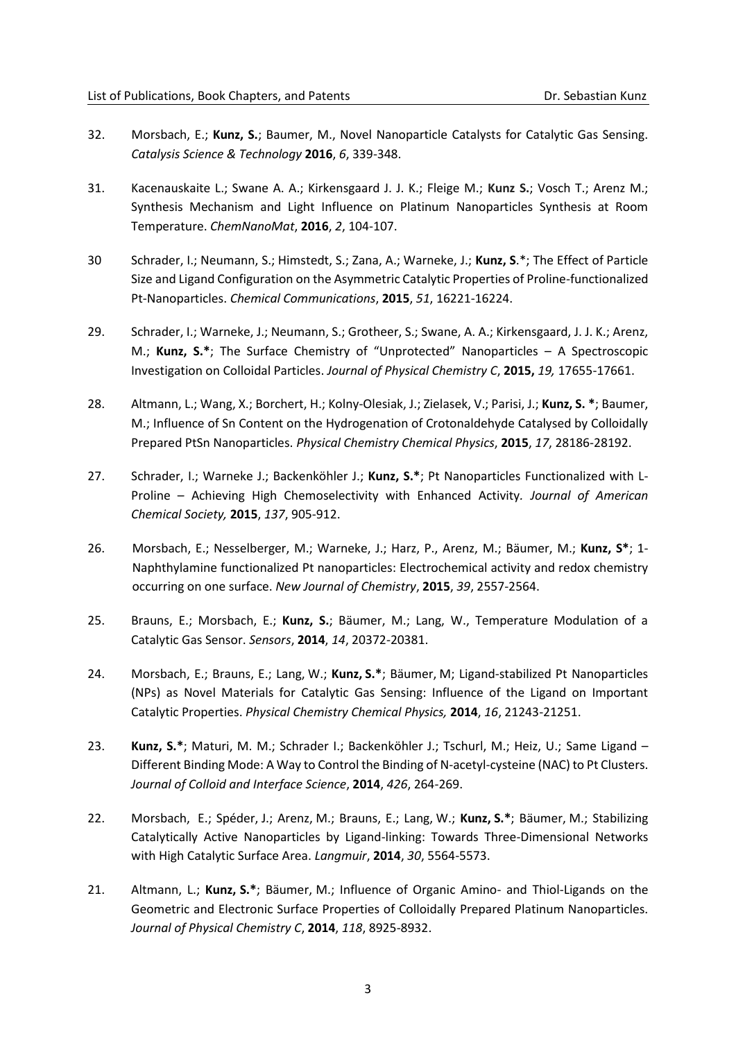32. Morsbach, E.; **Kunz, S.**; Baumer, M., Novel Nanoparticle Catalysts for Catalytic Gas Sensing. *Catalysis Science & Technology* **2016**, *6*, 339-348.

31. Kacenauskaite L.; Swane A. A.; Kirkensgaard J. J. K.; Fleige M.; **Kunz S.**; Vosch T.; Arenz M.; Synthesis Mechanism and Light Influence on Platinum Nanoparticles Synthesis at Room Temperature. *ChemNanoMat*, **2016**, *2*, 104-107.

30 Schrader, I.; Neumann, S.; Himstedt, S.; Zana, A.; Warneke, J.; **Kunz, S**.*; The Effect of Particle Size and Ligand Configuration on the Asymmetric Catalytic Properties of Proline-functionalized Pt-Nanoparticles. *Chemical Communications*, **2015**, *51*, 16221-16224.

29. Schrader, I.; Warneke, J.; Neumann, S.; Grotheer, S.; Swane, A. A.; Kirkensgaard, J. J. K.; Arenz, M.; **Kunz, S.***; The Surface Chemistry of "Unprotected" Nanoparticles – A Spectroscopic Investigation on Colloidal Particles. *Journal of Physical Chemistry C*, **2015,** *19,* 17655-17661.

28. Altmann, L.; Wang, X.; Borchert, H.; Kolny-Olesiak, J.; Zielasek, V.; Parisi, J.; **Kunz, S. ***; Baumer, M.; Influence of Sn Content on the Hydrogenation of Crotonaldehyde Catalysed by Colloidally Prepared PtSn Nanoparticles. *Physical Chemistry Chemical Physics*, **2015**, *17*, 28186-28192.

27. Schrader, I.; Warneke J.; Backenköhler J.; **Kunz, S.***; Pt Nanoparticles Functionalized with L-Proline – Achieving High Chemoselectivity with Enhanced Activity. *Journal of American Chemical Society,* **2015**, *137*, 905-912.

26. Morsbach, E.; Nesselberger, M.; Warneke, J.; Harz, P., Arenz, M.; Bäumer, M.; **Kunz, S***; 1-Naphthylamine functionalized Pt nanoparticles: Electrochemical activity and redox chemistry occurring on one surface. *New Journal of Chemistry*, **2015**, *39*, 2557-2564.

25. Brauns, E.; Morsbach, E.; **Kunz, S.**; Bäumer, M.; Lang, W., Temperature Modulation of a Catalytic Gas Sensor. *Sensors*, **2014**, *14*, 20372-20381.

24. Morsbach, E.; Brauns, E.; Lang, W.; **Kunz, S.***; Bäumer, M; Ligand-stabilized Pt Nanoparticles (NPs) as Novel Materials for Catalytic Gas Sensing: Influence of the Ligand on Important Catalytic Properties. *Physical Chemistry Chemical Physics,* **2014**, *16*, 21243-21251.

23. **Kunz, S.***; Maturi, M. M.; Schrader I.; Backenköhler J.; Tschurl, M.; Heiz, U.; Same Ligand – Different Binding Mode: A Way to Control the Binding of N-acetyl-cysteine (NAC) to Pt Clusters. *Journal of Colloid and Interface Science*, **2014**, *426*, 264-269.

22. Morsbach, E.; Spéder, J.; Arenz, M.; Brauns, E.; Lang, W.; **Kunz, S.***; Bäumer, M.; Stabilizing Catalytically Active Nanoparticles by Ligand-linking: Towards Three-Dimensional Networks with High Catalytic Surface Area. *Langmuir*, **2014**, *30*, 5564-5573.

21. Altmann, L.; **Kunz, S.***; Bäumer, M.; Influence of Organic Amino- and Thiol-Ligands on the Geometric and Electronic Surface Properties of Colloidally Prepared Platinum Nanoparticles. *Journal of Physical Chemistry C*, **2014**, *118*, 8925-8932.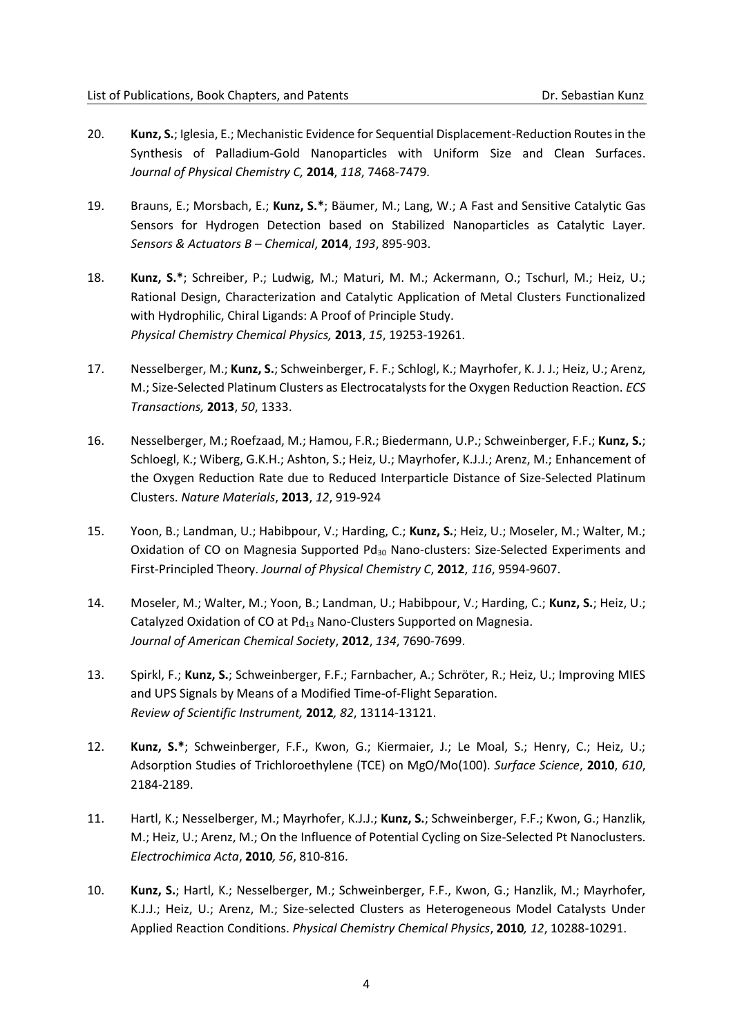20. **Kunz, S.**; Iglesia, E.; Mechanistic Evidence for Sequential Displacement-Reduction Routes in the Synthesis of Palladium-Gold Nanoparticles with Uniform Size and Clean Surfaces. *Journal of Physical Chemistry C,* **2014**, *118*, 7468-7479.

19. Brauns, E.; Morsbach, E.; **Kunz, S.***; Bäumer, M.; Lang, W.; A Fast and Sensitive Catalytic Gas Sensors for Hydrogen Detection based on Stabilized Nanoparticles as Catalytic Layer. *Sensors & Actuators B – Chemical*, **2014**, *193*, 895-903.

18. **Kunz, S.***; Schreiber, P.; Ludwig, M.; Maturi, M. M.; Ackermann, O.; Tschurl, M.; Heiz, U.; Rational Design, Characterization and Catalytic Application of Metal Clusters Functionalized with Hydrophilic, Chiral Ligands: A Proof of Principle Study. *Physical Chemistry Chemical Physics,* **2013**, *15*, 19253-19261.

17. Nesselberger, M.; **Kunz, S.**; Schweinberger, F. F.; Schlogl, K.; Mayrhofer, K. J. J.; Heiz, U.; Arenz, M.; Size-Selected Platinum Clusters as Electrocatalysts for the Oxygen Reduction Reaction. *ECS Transactions,* **2013**, *50*, 1333.

16. Nesselberger, M.; Roefzaad, M.; Hamou, F.R.; Biedermann, U.P.; Schweinberger, F.F.; **Kunz, S.**; Schloegl, K.; Wiberg, G.K.H.; Ashton, S.; Heiz, U.; Mayrhofer, K.J.J.; Arenz, M.; Enhancement of the Oxygen Reduction Rate due to Reduced Interparticle Distance of Size-Selected Platinum Clusters. *Nature Materials*, **2013**, *12*, 919-924

15. Yoon, B.; Landman, U.; Habibpour, V.; Harding, C.; **Kunz, S.**; Heiz, U.; Moseler, M.; Walter, M.; Oxidation of CO on Magnesia Supported $Pd_{30}$ Nano-clusters: Size-Selected Experiments and First-Principled Theory. *Journal of Physical Chemistry C*, **2012**, *116*, 9594-9607.

14. Moseler, M.; Walter, M.; Yoon, B.; Landman, U.; Habibpour, V.; Harding, C.; **Kunz, S.**; Heiz, U.; Catalyzed Oxidation of CO at $Pd_{13}$ Nano-Clusters Supported on Magnesia. *Journal of American Chemical Society*, **2012**, *134*, 7690-7699.

13. Spirkl, F.; **Kunz, S.**; Schweinberger, F.F.; Farnbacher, A.; Schröter, R.; Heiz, U.; Improving MIES and UPS Signals by Means of a Modified Time-of-Flight Separation. *Review of Scientific Instrument,* **2012***, 82*, 13114-13121.

12. **Kunz, S.***; Schweinberger, F.F., Kwon, G.; Kiermaier, J.; Le Moal, S.; Henry, C.; Heiz, U.; Adsorption Studies of Trichloroethylene (TCE) on MgO/Mo(100). *Surface Science*, **2010**, *610*, 2184-2189.

11. Hartl, K.; Nesselberger, M.; Mayrhofer, K.J.J.; **Kunz, S.**; Schweinberger, F.F.; Kwon, G.; Hanzlik, M.; Heiz, U.; Arenz, M.; On the Influence of Potential Cycling on Size-Selected Pt Nanoclusters. *Electrochimica Acta*, **2010***, 56*, 810-816.

10. **Kunz, S.**; Hartl, K.; Nesselberger, M.; Schweinberger, F.F., Kwon, G.; Hanzlik, M.; Mayrhofer, K.J.J.; Heiz, U.; Arenz, M.; Size-selected Clusters as Heterogeneous Model Catalysts Under Applied Reaction Conditions. *Physical Chemistry Chemical Physics*, **2010***, 12*, 10288-10291.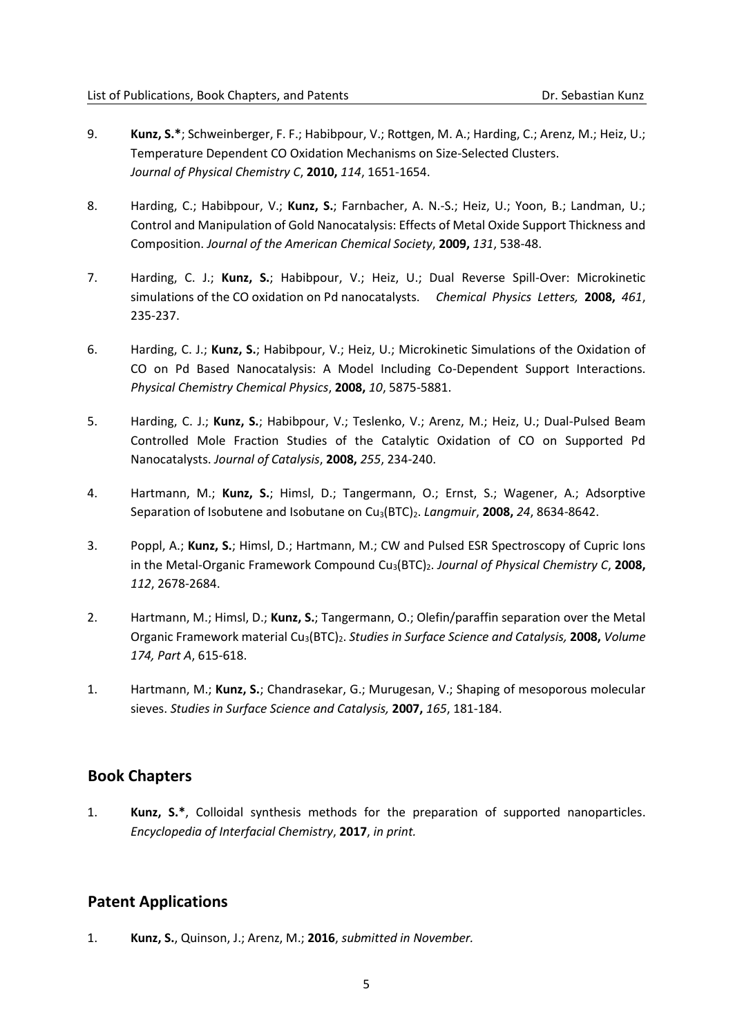9. **Kunz, S.***; Schweinberger, F. F.; Habibpour, V.; Rottgen, M. A.; Harding, C.; Arenz, M.; Heiz, U.; Temperature Dependent CO Oxidation Mechanisms on Size-Selected Clusters. *Journal of Physical Chemistry C*, **2010,** *114*, 1651-1654.

8. Harding, C.; Habibpour, V.; **Kunz, S.**; Farnbacher, A. N.-S.; Heiz, U.; Yoon, B.; Landman, U.; Control and Manipulation of Gold Nanocatalysis: Effects of Metal Oxide Support Thickness and Composition. *Journal of the American Chemical Society*, **2009,** *131*, 538-48.

7. Harding, C. J.; **Kunz, S.**; Habibpour, V.; Heiz, U.; Dual Reverse Spill-Over: Microkinetic simulations of the CO oxidation on Pd nanocatalysts. *Chemical Physics Letters,* **2008,** *461*, 235-237.

6. Harding, C. J.; **Kunz, S.**; Habibpour, V.; Heiz, U.; Microkinetic Simulations of the Oxidation of CO on Pd Based Nanocatalysis: A Model Including Co-Dependent Support Interactions. *Physical Chemistry Chemical Physics*, **2008,** *10*, 5875-5881.

5. Harding, C. J.; **Kunz, S.**; Habibpour, V.; Teslenko, V.; Arenz, M.; Heiz, U.; Dual-Pulsed Beam Controlled Mole Fraction Studies of the Catalytic Oxidation of CO on Supported Pd Nanocatalysts. *Journal of Catalysis*, **2008,** *255*, 234-240.

4. Hartmann, M.; **Kunz, S.**; Himsl, D.; Tangermann, O.; Ernst, S.; Wagener, A.; Adsorptive Separation of Isobutene and Isobutane on $Cu_3(BTC)_2$. *Langmuir*, **2008,** *24*, 8634-8642.

3. Poppl, A.; **Kunz, S.**; Himsl, D.; Hartmann, M.; CW and Pulsed ESR Spectroscopy of Cupric Ions in the Metal-Organic Framework Compound $Cu_3(BTC)_2$. *Journal of Physical Chemistry C*, **2008,** *112*, 2678-2684.

2. Hartmann, M.; Himsl, D.; **Kunz, S.**; Tangermann, O.; Olefin/paraffin separation over the Metal Organic Framework material $Cu_3(BTC)_2$. *Studies in Surface Science and Catalysis,* **2008,** *Volume 174, Part A*, 615-618.

1. Hartmann, M.; **Kunz, S.**; Chandrasekar, G.; Murugesan, V.; Shaping of mesoporous molecular sieves. *Studies in Surface Science and Catalysis,* **2007,** *165*, 181-184.

## Book Chapters

1. **Kunz, S.***, Colloidal synthesis methods for the preparation of supported nanoparticles. *Encyclopedia of Interfacial Chemistry*, **2017**, *in print.*

## Patent Applications

1. **Kunz, S.**, Quinson, J.; Arenz, M.; **2016**, *submitted in November.*